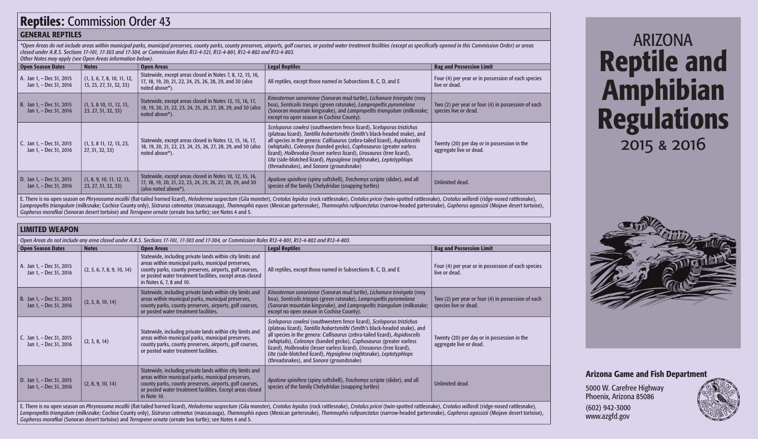# Reptiles: Commission Order 43

## GENERAL REPTILES

*\*Open Areas do not include areas within municipal parks, municipal preserves, county parks, county preserves, airports, golf courses, or posted water treatment facilities (except as specifically opened in this Commission Order) or areas closed under A.R.S. Sections 17-101, 17-303 and 17-304, or Commission Rules R12-4-321, R12-4-801, R12-4-802 and R12-4-803.*
*Other Notes may apply (see Open Areas information below).*

| Open Season Dates | Notes | Open Areas | Legal Reptiles | Bag and Possession Limit |
|---|---|---|---|---|
| A. Jan 1, – Dec 31, 2015<br>Jan 1, – Dec 31, 2016 | (1, 3, 6, 7, 8, 10, 11, 12, 13, 23, 27, 31, 32, 33) | Statewide, except areas closed in Notes 7, 8, 12, 15, 16, 17, 18, 19, 20, 21, 22, 24, 25, 26, 28, 29, and 30 (also noted above*). | All reptiles, except those named in Subsections B, C, D, and E | Four (4) per year or in possession of each species live or dead. |
| B. Jan 1, – Dec 31, 2015<br>Jan 1, – Dec 31, 2016 | (1, 3, 8 10, 11, 12, 13, 23, 27, 31, 32, 33) | Statewide, except areas closed in Notes 12, 15, 16, 17, 18, 19, 20, 21, 22, 23, 24, 25, 26, 27, 28, 29, and 30 (also noted above*). | *Kinosternon sonoriense* (Sonoran mud turtle), *Lichanura trivirgata* (rosy boa), *Senticolis triaspis* (green ratsnake), *Lampropeltis pyromelana* (Sonoran mountain kingsnake), and *Lampropeltis triangulum* (milksnake; except no open season in Cochise County). | Two (2) per year or four (4) in possession of each species live or dead. |
| C. Jan 1, – Dec 31, 2015<br>Jan 1, – Dec 31, 2016 | (1, 3, 8 11, 12, 13, 23, 27, 31, 32, 33) | Statewide, except areas closed in Notes 12, 15, 16, 17, 18, 19, 20, 21, 22, 23, 24, 25, 26, 27, 28, 29, and 30 (also noted above*). | *Sceloporus cowlesi* (southwestern fence lizard), *Sceloporus tristichus* (plateau lizard), *Tantilla hobartsmithi* (Smith's black-headed snake), and all species in the genera: *Callisaurus* (zebra-tailed lizard), *Aspidoscelis* (whiptails), *Coleonyx* (banded gecko), *Cophosaurus* (greater earless lizard), *Holbrookia* (lesser earless lizard), *Urosaurus* (tree lizard), *Uta* (side-blotched lizard), *Hypsiglena* (nightsnake), *Leptotyphlops* (threadsnakes), and *Sonora* (groundsnake) | Twenty (20) per day or in possession in the aggregate live or dead. |
| D. Jan 1, – Dec 31, 2015<br>Jan 1, – Dec 31, 2016 | (1, 8, 9, 10, 11, 12, 13, 23, 27, 31, 32, 33) | Statewide, except areas closed in Notes 10, 12, 15, 16, 17, 18, 19, 20, 21, 22, 23, 24, 25, 26, 27, 28, 29, and 30 (also noted above*). | *Apalone spinifera* (spiny softshell), *Trachemys scripta* (slider), and all species of the family Chelydridae (snapping turtles) | Unlimited dead. |

E. There is no open season on *Phrynosoma mcallii* (flat-tailed horned lizard), *Heloderma suspectum* (Gila monster), *Crotalus lepidus* (rock rattlesnake), *Crotalus pricei* (twin-spotted rattlesnake), *Crotalus willardi* (ridge-nosed rattlesnake), *Lampropeltis triangulum* (milksnake; Cochise County only), *Sistrurus catenatus* (massasauga), *Thamnophis eques* (Mexican gartersnake), *Thamnophis rufipunctatus* (narrow-headed gartersnake), *Gopherus agassizii* (Mojave desert tortoise), *Gopherus morafkai* (Sonoran desert tortoise) and *Terrapene ornata* (ornate box turtle); see Notes 4 and 5.

## LIMITED WEAPON

*Open Areas do not include any area closed under A.R.S. Sections 17-101, 17-303 and 17-304, or Commission Rules R12-4-801, R12-4-802 and R12-4-803.*

| Open Season Dates | Notes | Open Areas | Legal Reptiles | Bag and Possession Limit |
|---|---|---|---|---|
| A. Jan 1, – Dec 31, 2015<br>Jan 1, – Dec 31, 2016 | (2, 3, 6, 7, 8, 9, 10, 14) | Statewide, including private lands within city limits and areas within municipal parks, municipal preserves, county parks, county preserves, airports, golf courses, or posted water treatment facilities, except areas closed in Notes 6, 7, 8 and 10. | All reptiles, except those named in Subsections B, C, D, and E | Four (4) per year or in possession of each species live or dead. |
| B. Jan 1, – Dec 31, 2015<br>Jan 1, – Dec 31, 2016 | (2, 3, 8, 10, 14) | Statewide, including private lands within city limits and areas within municipal parks, municipal preserves, county parks, county preserves, airports, golf courses, or posted water treatment facilities. | *Kinosternon sonoriense* (Sonoran mud turtle), *Lichanura trivirgata* (rosy boa), *Senticolis triaspis* (green ratsnake), *Lampropeltis pyromelana* (Sonoran mountain kingsnake), and *Lampropeltis triangulum* (milksnake; except no open season in Cochise County). | Two (2) per year or four (4) in possession of each species live or dead. |
| C. Jan 1, – Dec 31, 2015<br>Jan 1, – Dec 31, 2016 | (2, 3, 8, 14) | Statewide, including private lands within city limits and areas within municipal parks, municipal preserves, county parks, county preserves, airports, golf courses, or posted water treatment facilities. | *Sceloporus cowlesi* (southwestern fence lizard), *Sceloporus tristichus* (plateau lizard), *Tantilla hobartsmithi* (Smith's black-headed snake), and all species in the genera: *Callisaurus* (zebra-tailed lizard), *Aspidoscelis* (whiptails), *Coleonyx* (banded gecko), *Cophosaurus* (greater earless lizard), *Holbrookia* (lesser earless lizard), *Urosaurus* (tree lizard), *Uta* (side-blotched lizard), *Hypsiglena* (nightsnake), *Leptotyphlops* (threadsnakes), and *Sonora* (groundsnake) | Twenty (20) per day or in possession in the aggregate live or dead. |
| D. Jan 1, – Dec 31, 2015<br>Jan 1, – Dec 31, 2016 | (2, 8, 9, 10, 14) | Statewide, including private lands within city limits and areas within municipal parks, municipal preserves, county parks, county preserves, airports, golf courses, or posted water treatment facilities. Except areas closed in Note 10. | *Apalone spinifera* (spiny softshell), *Trachemys scripta* (slider), and all species of the family Chelydridae (snapping turtles) | Unlimited dead. |

E. There is no open season on *Phrynosoma mcallii* (flat-tailed horned lizard), *Heloderma suspectum* (Gila monster), *Crotalus lepidus* (rock rattlesnake), *Crotalus pricei* (twin-spotted rattlesnake), *Crotalus willardi* (ridge-nosed rattlesnake), *Lampropeltis triangulum* (milksnake; Cochise County only), *Sistrurus catenatus* (massasauga), *Thamnophis eques* (Mexican gartersnake), *Thamnophis rufipunctatus* (narrow-headed gartersnake), *Gopherus agassizii* (Mojave desert tortoise), *Gopherus morafkai* (Sonoran desert tortoise) and *Terrapene ornata* (ornate box turtle); see Notes 4 and 5.

# ARIZONA Reptile and Amphibian Regulations 2015 & 2016

**Arizona Game and Fish Department**

5000 W. Carefree Highway
Phoenix, Arizona 85086
(602) 942-3000
www.azgfd.gov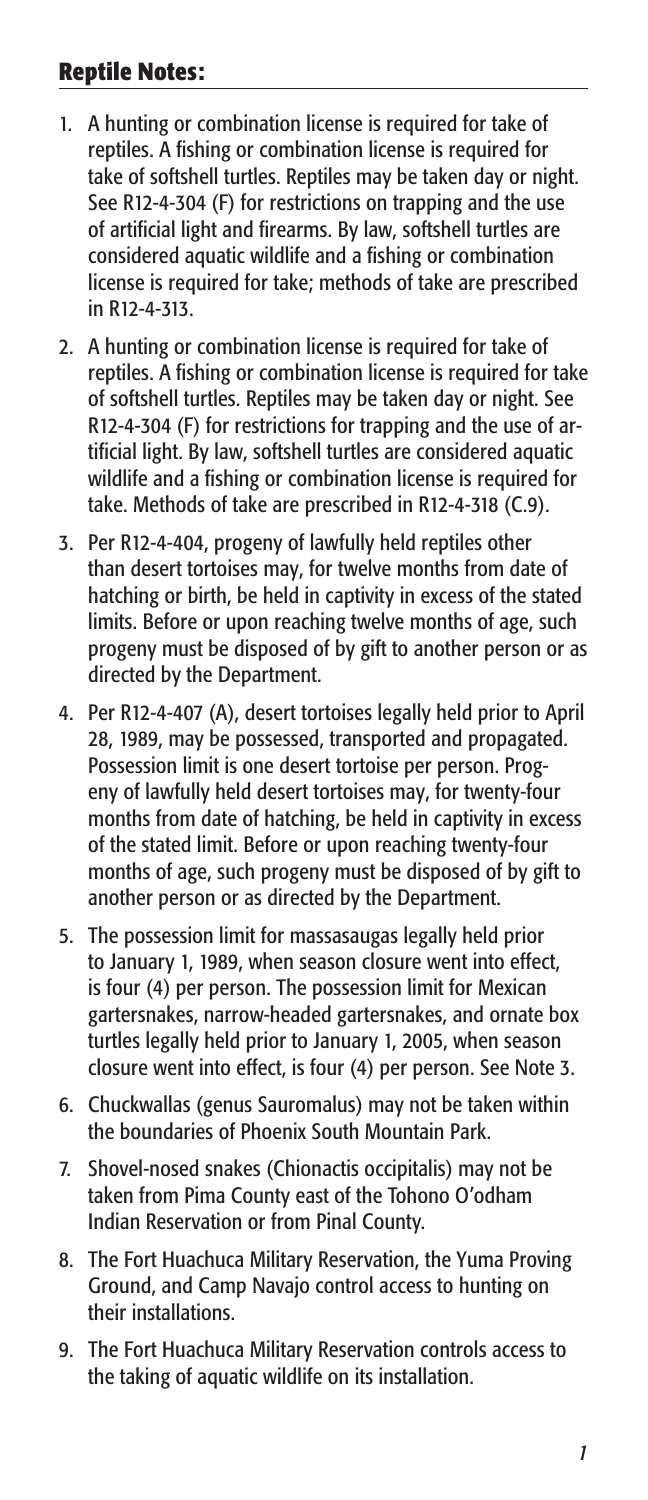## Reptile Notes:

1. A hunting or combination license is required for take of reptiles. A fishing or combination license is required for take of softshell turtles. Reptiles may be taken day or night. See R12-4-304 (F) for restrictions on trapping and the use of artificial light and firearms. By law, softshell turtles are considered aquatic wildlife and a fishing or combination license is required for take; methods of take are prescribed in R12-4-313.
2. A hunting or combination license is required for take of reptiles. A fishing or combination license is required for take of softshell turtles. Reptiles may be taken day or night. See R12-4-304 (F) for restrictions for trapping and the use of artificial light. By law, softshell turtles are considered aquatic wildlife and a fishing or combination license is required for take. Methods of take are prescribed in R12-4-318 (C.9).
3. Per R12-4-404, progeny of lawfully held reptiles other than desert tortoises may, for twelve months from date of hatching or birth, be held in captivity in excess of the stated limits. Before or upon reaching twelve months of age, such progeny must be disposed of by gift to another person or as directed by the Department.
4. Per R12-4-407 (A), desert tortoises legally held prior to April 28, 1989, may be possessed, transported and propagated. Possession limit is one desert tortoise per person. Progeny of lawfully held desert tortoises may, for twenty-four months from date of hatching, be held in captivity in excess of the stated limit. Before or upon reaching twenty-four months of age, such progeny must be disposed of by gift to another person or as directed by the Department.
5. The possession limit for massasaugas legally held prior to January 1, 1989, when season closure went into effect, is four (4) per person. The possession limit for Mexican gartersnakes, narrow-headed gartersnakes, and ornate box turtles legally held prior to January 1, 2005, when season closure went into effect, is four (4) per person. See Note 3.
6. Chuckwallas (genus Sauromalus) may not be taken within the boundaries of Phoenix South Mountain Park.
7. Shovel-nosed snakes (Chionactis occipitalis) may not be taken from Pima County east of the Tohono O'odham Indian Reservation or from Pinal County.
8. The Fort Huachuca Military Reservation, the Yuma Proving Ground, and Camp Navajo control access to hunting on their installations.
9. The Fort Huachuca Military Reservation controls access to the taking of aquatic wildlife on its installation.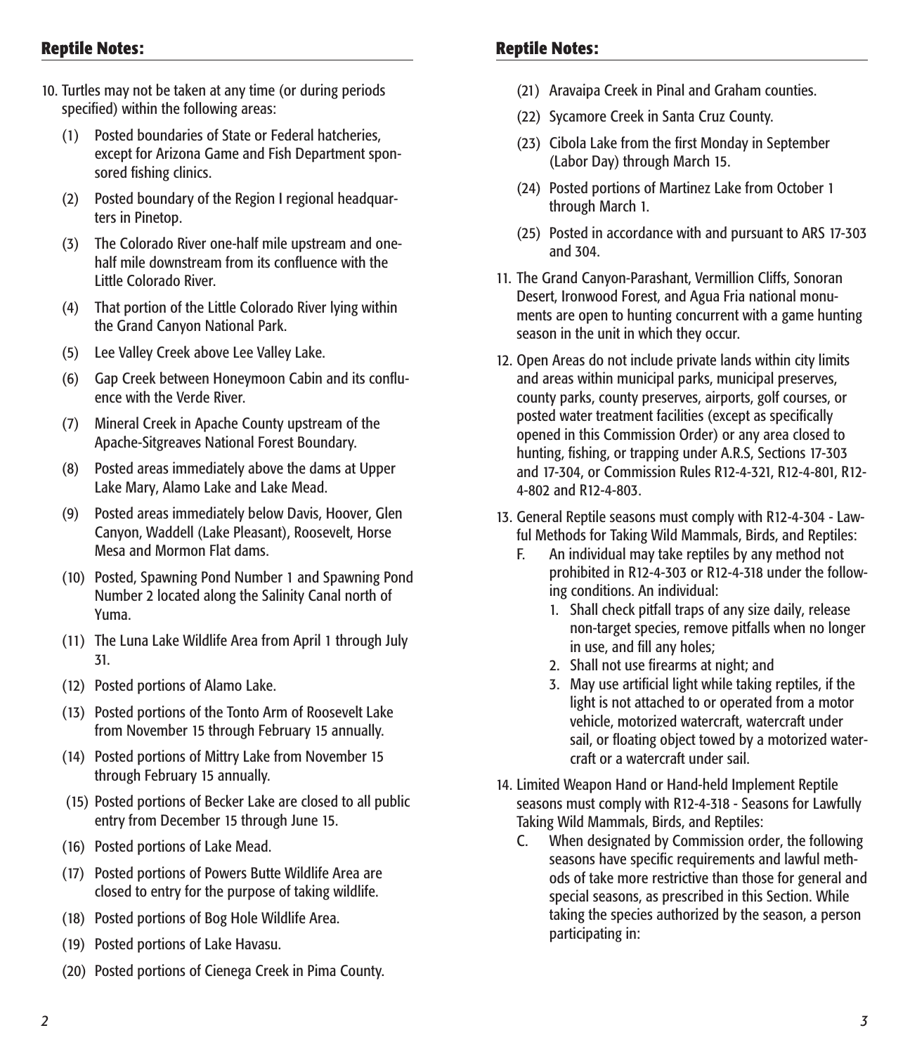## Reptile Notes:

10. Turtles may not be taken at any time (or during periods specified) within the following areas:

    (1) Posted boundaries of State or Federal hatcheries, except for Arizona Game and Fish Department sponsored fishing clinics.

    (2) Posted boundary of the Region I regional headquarters in Pinetop.

    (3) The Colorado River one-half mile upstream and one-half mile downstream from its confluence with the Little Colorado River.

    (4) That portion of the Little Colorado River lying within the Grand Canyon National Park.

    (5) Lee Valley Creek above Lee Valley Lake.

    (6) Gap Creek between Honeymoon Cabin and its confluence with the Verde River.

    (7) Mineral Creek in Apache County upstream of the Apache-Sitgreaves National Forest Boundary.

    (8) Posted areas immediately above the dams at Upper Lake Mary, Alamo Lake and Lake Mead.

    (9) Posted areas immediately below Davis, Hoover, Glen Canyon, Waddell (Lake Pleasant), Roosevelt, Horse Mesa and Mormon Flat dams.

    (10) Posted, Spawning Pond Number 1 and Spawning Pond Number 2 located along the Salinity Canal north of Yuma.

    (11) The Luna Lake Wildlife Area from April 1 through July 31.

    (12) Posted portions of Alamo Lake.

    (13) Posted portions of the Tonto Arm of Roosevelt Lake from November 15 through February 15 annually.

    (14) Posted portions of Mittry Lake from November 15 through February 15 annually.

    (15) Posted portions of Becker Lake are closed to all public entry from December 15 through June 15.

    (16) Posted portions of Lake Mead.

    (17) Posted portions of Powers Butte Wildlife Area are closed to entry for the purpose of taking wildlife.

    (18) Posted portions of Bog Hole Wildlife Area.

    (19) Posted portions of Lake Havasu.

    (20) Posted portions of Cienega Creek in Pima County.

    (21) Aravaipa Creek in Pinal and Graham counties.

    (22) Sycamore Creek in Santa Cruz County.

    (23) Cibola Lake from the first Monday in September (Labor Day) through March 15.

    (24) Posted portions of Martinez Lake from October 1 through March 1.

    (25) Posted in accordance with and pursuant to ARS 17-303 and 304.

11. The Grand Canyon-Parashant, Vermillion Cliffs, Sonoran Desert, Ironwood Forest, and Agua Fria national monuments are open to hunting concurrent with a game hunting season in the unit in which they occur.

12. Open Areas do not include private lands within city limits and areas within municipal parks, municipal preserves, county parks, county preserves, airports, golf courses, or posted water treatment facilities (except as specifically opened in this Commission Order) or any area closed to hunting, fishing, or trapping under A.R.S, Sections 17-303 and 17-304, or Commission Rules R12-4-321, R12-4-801, R12-4-802 and R12-4-803.

13. General Reptile seasons must comply with R12-4-304 - Lawful Methods for Taking Wild Mammals, Birds, and Reptiles:

    F. An individual may take reptiles by any method not prohibited in R12-4-303 or R12-4-318 under the following conditions. An individual:

       1. Shall check pitfall traps of any size daily, release non-target species, remove pitfalls when no longer in use, and fill any holes;
       2. Shall not use firearms at night; and
       3. May use artificial light while taking reptiles, if the light is not attached to or operated from a motor vehicle, motorized watercraft, watercraft under sail, or floating object towed by a motorized watercraft or a watercraft under sail.

14. Limited Weapon Hand or Hand-held Implement Reptile seasons must comply with R12-4-318 - Seasons for Lawfully Taking Wild Mammals, Birds, and Reptiles:

    C. When designated by Commission order, the following seasons have specific requirements and lawful methods of take more restrictive than those for general and special seasons, as prescribed in this Section. While taking the species authorized by the season, a person participating in: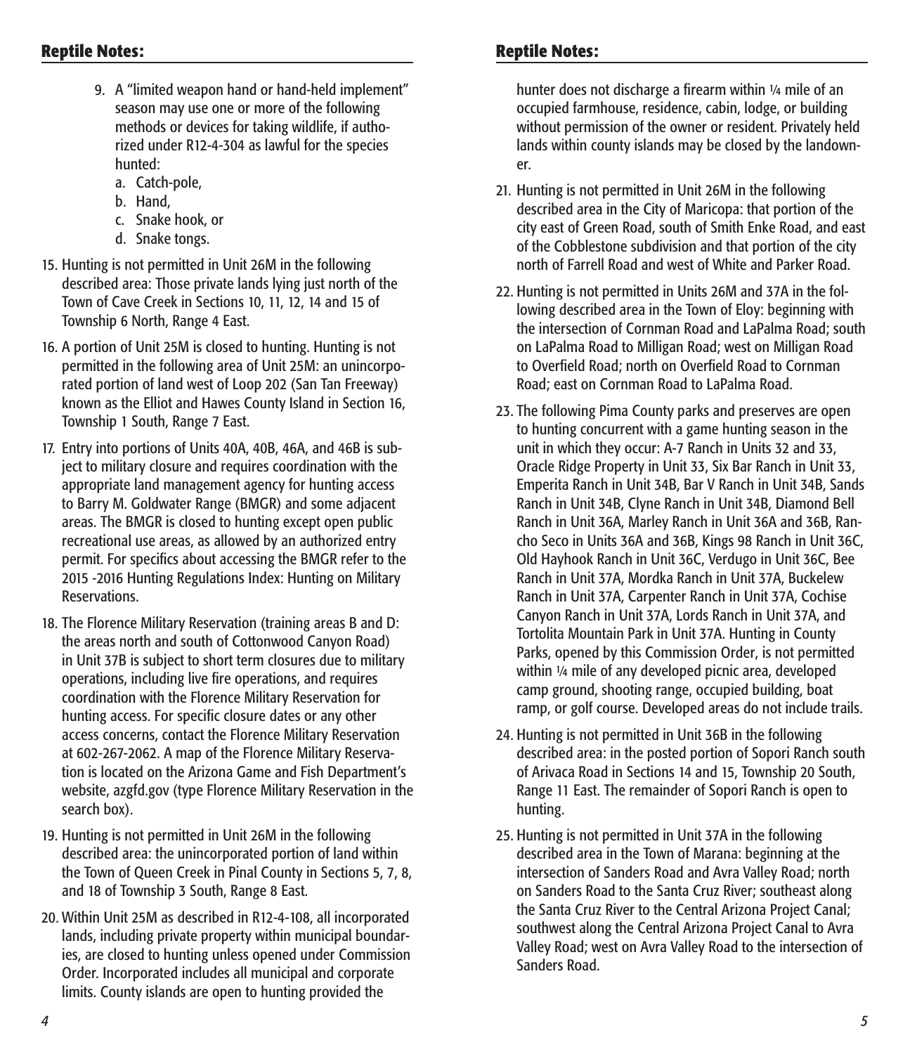## Reptile Notes:

9. A "limited weapon hand or hand-held implement" season may use one or more of the following methods or devices for taking wildlife, if authorized under R12-4-304 as lawful for the species hunted:
   a. Catch-pole,
   b. Hand,
   c. Snake hook, or
   d. Snake tongs.

15. Hunting is not permitted in Unit 26M in the following described area: Those private lands lying just north of the Town of Cave Creek in Sections 10, 11, 12, 14 and 15 of Township 6 North, Range 4 East.

16. A portion of Unit 25M is closed to hunting. Hunting is not permitted in the following area of Unit 25M: an unincorporated portion of land west of Loop 202 (San Tan Freeway) known as the Elliot and Hawes County Island in Section 16, Township 1 South, Range 7 East.

17. Entry into portions of Units 40A, 40B, 46A, and 46B is subject to military closure and requires coordination with the appropriate land management agency for hunting access to Barry M. Goldwater Range (BMGR) and some adjacent areas. The BMGR is closed to hunting except open public recreational use areas, as allowed by an authorized entry permit. For specifics about accessing the BMGR refer to the 2015 -2016 Hunting Regulations Index: Hunting on Military Reservations.

18. The Florence Military Reservation (training areas B and D: the areas north and south of Cottonwood Canyon Road) in Unit 37B is subject to short term closures due to military operations, including live fire operations, and requires coordination with the Florence Military Reservation for hunting access. For specific closure dates or any other access concerns, contact the Florence Military Reservation at 602-267-2062. A map of the Florence Military Reservation is located on the Arizona Game and Fish Department's website, azgfd.gov (type Florence Military Reservation in the search box).

19. Hunting is not permitted in Unit 26M in the following described area: the unincorporated portion of land within the Town of Queen Creek in Pinal County in Sections 5, 7, 8, and 18 of Township 3 South, Range 8 East.

20. Within Unit 25M as described in R12-4-108, all incorporated lands, including private property within municipal boundaries, are closed to hunting unless opened under Commission Order. Incorporated includes all municipal and corporate limits. County islands are open to hunting provided the hunter does not discharge a firearm within ¼ mile of an occupied farmhouse, residence, cabin, lodge, or building without permission of the owner or resident. Privately held lands within county islands may be closed by the landowner.

21. Hunting is not permitted in Unit 26M in the following described area in the City of Maricopa: that portion of the city east of Green Road, south of Smith Enke Road, and east of the Cobblestone subdivision and that portion of the city north of Farrell Road and west of White and Parker Road.

22. Hunting is not permitted in Units 26M and 37A in the following described area in the Town of Eloy: beginning with the intersection of Cornman Road and LaPalma Road; south on LaPalma Road to Milligan Road; west on Milligan Road to Overfield Road; north on Overfield Road to Cornman Road; east on Cornman Road to LaPalma Road.

23. The following Pima County parks and preserves are open to hunting concurrent with a game hunting season in the unit in which they occur: A-7 Ranch in Units 32 and 33, Oracle Ridge Property in Unit 33, Six Bar Ranch in Unit 33, Emperita Ranch in Unit 34B, Bar V Ranch in Unit 34B, Sands Ranch in Unit 34B, Clyne Ranch in Unit 34B, Diamond Bell Ranch in Unit 36A, Marley Ranch in Unit 36A and 36B, Rancho Seco in Units 36A and 36B, Kings 98 Ranch in Unit 36C, Old Hayhook Ranch in Unit 36C, Verdugo in Unit 36C, Bee Ranch in Unit 37A, Mordka Ranch in Unit 37A, Buckelew Ranch in Unit 37A, Carpenter Ranch in Unit 37A, Cochise Canyon Ranch in Unit 37A, Lords Ranch in Unit 37A, and Tortolita Mountain Park in Unit 37A. Hunting in County Parks, opened by this Commission Order, is not permitted within ¼ mile of any developed picnic area, developed camp ground, shooting range, occupied building, boat ramp, or golf course. Developed areas do not include trails.

24. Hunting is not permitted in Unit 36B in the following described area: in the posted portion of Sopori Ranch south of Arivaca Road in Sections 14 and 15, Township 20 South, Range 11 East. The remainder of Sopori Ranch is open to hunting.

25. Hunting is not permitted in Unit 37A in the following described area in the Town of Marana: beginning at the intersection of Sanders Road and Avra Valley Road; north on Sanders Road to the Santa Cruz River; southeast along the Santa Cruz River to the Central Arizona Project Canal; southwest along the Central Arizona Project Canal to Avra Valley Road; west on Avra Valley Road to the intersection of Sanders Road.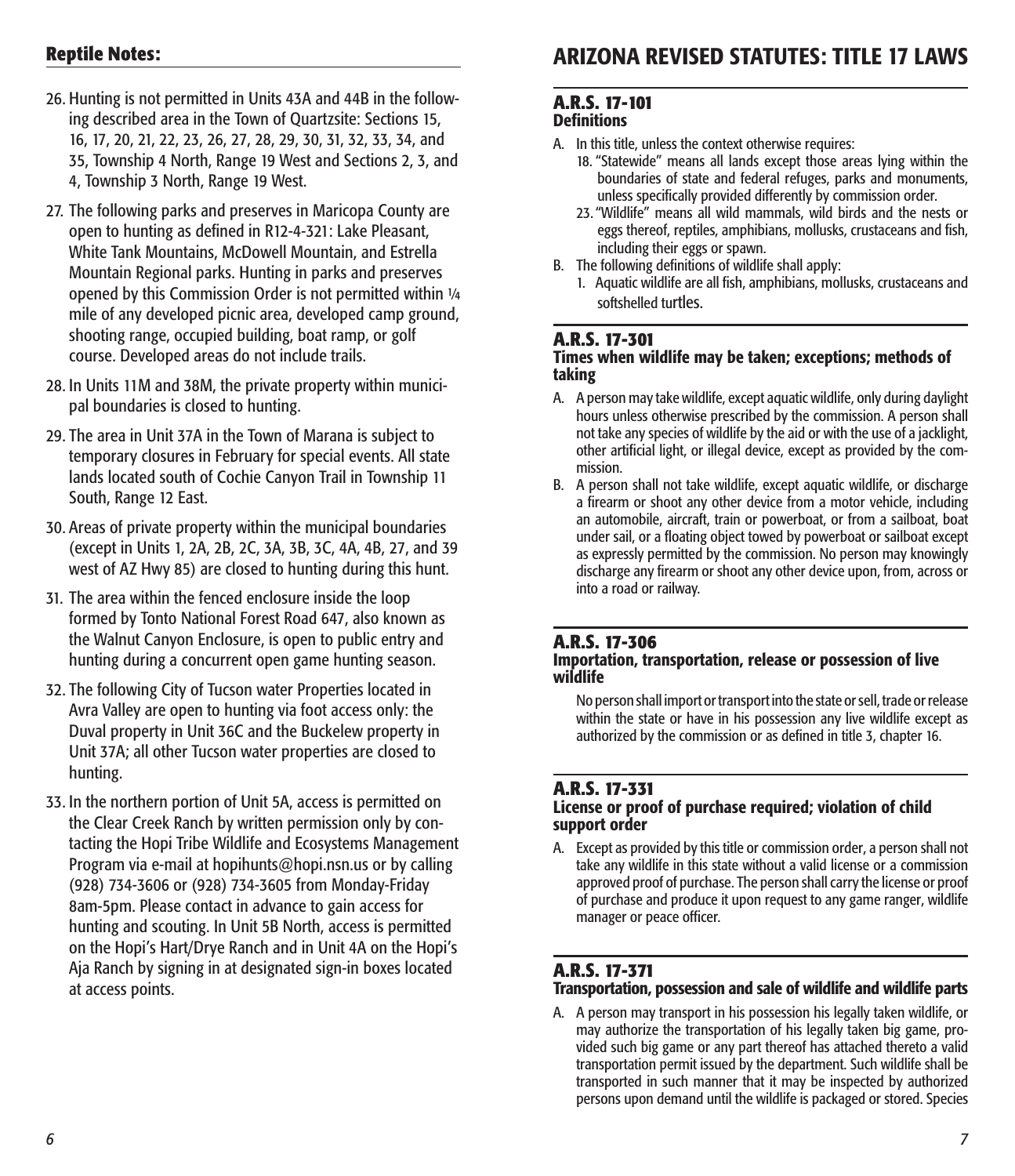## Reptile Notes:

26. Hunting is not permitted in Units 43A and 44B in the following described area in the Town of Quartzsite: Sections 15, 16, 17, 20, 21, 22, 23, 26, 27, 28, 29, 30, 31, 32, 33, 34, and 35, Township 4 North, Range 19 West and Sections 2, 3, and 4, Township 3 North, Range 19 West.
27. The following parks and preserves in Maricopa County are open to hunting as defined in R12-4-321: Lake Pleasant, White Tank Mountains, McDowell Mountain, and Estrella Mountain Regional parks. Hunting in parks and preserves opened by this Commission Order is not permitted within ¼ mile of any developed picnic area, developed camp ground, shooting range, occupied building, boat ramp, or golf course. Developed areas do not include trails.
28. In Units 11M and 38M, the private property within municipal boundaries is closed to hunting.
29. The area in Unit 37A in the Town of Marana is subject to temporary closures in February for special events. All state lands located south of Cochie Canyon Trail in Township 11 South, Range 12 East.
30. Areas of private property within the municipal boundaries (except in Units 1, 2A, 2B, 2C, 3A, 3B, 3C, 4A, 4B, 27, and 39 west of AZ Hwy 85) are closed to hunting during this hunt.
31. The area within the fenced enclosure inside the loop formed by Tonto National Forest Road 647, also known as the Walnut Canyon Enclosure, is open to public entry and hunting during a concurrent open game hunting season.
32. The following City of Tucson water Properties located in Avra Valley are open to hunting via foot access only: the Duval property in Unit 36C and the Buckelew property in Unit 37A; all other Tucson water properties are closed to hunting.
33. In the northern portion of Unit 5A, access is permitted on the Clear Creek Ranch by written permission only by contacting the Hopi Tribe Wildlife and Ecosystems Management Program via e-mail at hopihunts@hopi.nsn.us or by calling (928) 734-3606 or (928) 734-3605 from Monday-Friday 8am-5pm. Please contact in advance to gain access for hunting and scouting. In Unit 5B North, access is permitted on the Hopi's Hart/Drye Ranch and in Unit 4A on the Hopi's Aja Ranch by signing in at designated sign-in boxes located at access points.

# ARIZONA REVISED STATUTES: TITLE 17 LAWS

### A.R.S. 17-101
**Definitions**

A. In this title, unless the context otherwise requires:
   18. "Statewide" means all lands except those areas lying within the boundaries of state and federal refuges, parks and monuments, unless specifically provided differently by commission order.
   23. "Wildlife" means all wild mammals, wild birds and the nests or eggs thereof, reptiles, amphibians, mollusks, crustaceans and fish, including their eggs or spawn.

B. The following definitions of wildlife shall apply:
   1. Aquatic wildlife are all fish, amphibians, mollusks, crustaceans and softshelled turtles.

### A.R.S. 17-301
**Times when wildlife may be taken; exceptions; methods of taking**

A. A person may take wildlife, except aquatic wildlife, only during daylight hours unless otherwise prescribed by the commission. A person shall not take any species of wildlife by the aid or with the use of a jacklight, other artificial light, or illegal device, except as provided by the commission.

B. A person shall not take wildlife, except aquatic wildlife, or discharge a firearm or shoot any other device from a motor vehicle, including an automobile, aircraft, train or powerboat, or from a sailboat, boat under sail, or a floating object towed by powerboat or sailboat except as expressly permitted by the commission. No person may knowingly discharge any firearm or shoot any other device upon, from, across or into a road or railway.

### A.R.S. 17-306
**Importation, transportation, release or possession of live wildlife**

No person shall import or transport into the state or sell, trade or release within the state or have in his possession any live wildlife except as authorized by the commission or as defined in title 3, chapter 16.

### A.R.S. 17-331
**License or proof of purchase required; violation of child support order**

A. Except as provided by this title or commission order, a person shall not take any wildlife in this state without a valid license or a commission approved proof of purchase. The person shall carry the license or proof of purchase and produce it upon request to any game ranger, wildlife manager or peace officer.

### A.R.S. 17-371
**Transportation, possession and sale of wildlife and wildlife parts**

A. A person may transport in his possession his legally taken wildlife, or may authorize the transportation of his legally taken big game, provided such big game or any part thereof has attached thereto a valid transportation permit issued by the department. Such wildlife shall be transported in such manner that it may be inspected by authorized persons upon demand until the wildlife is packaged or stored. Species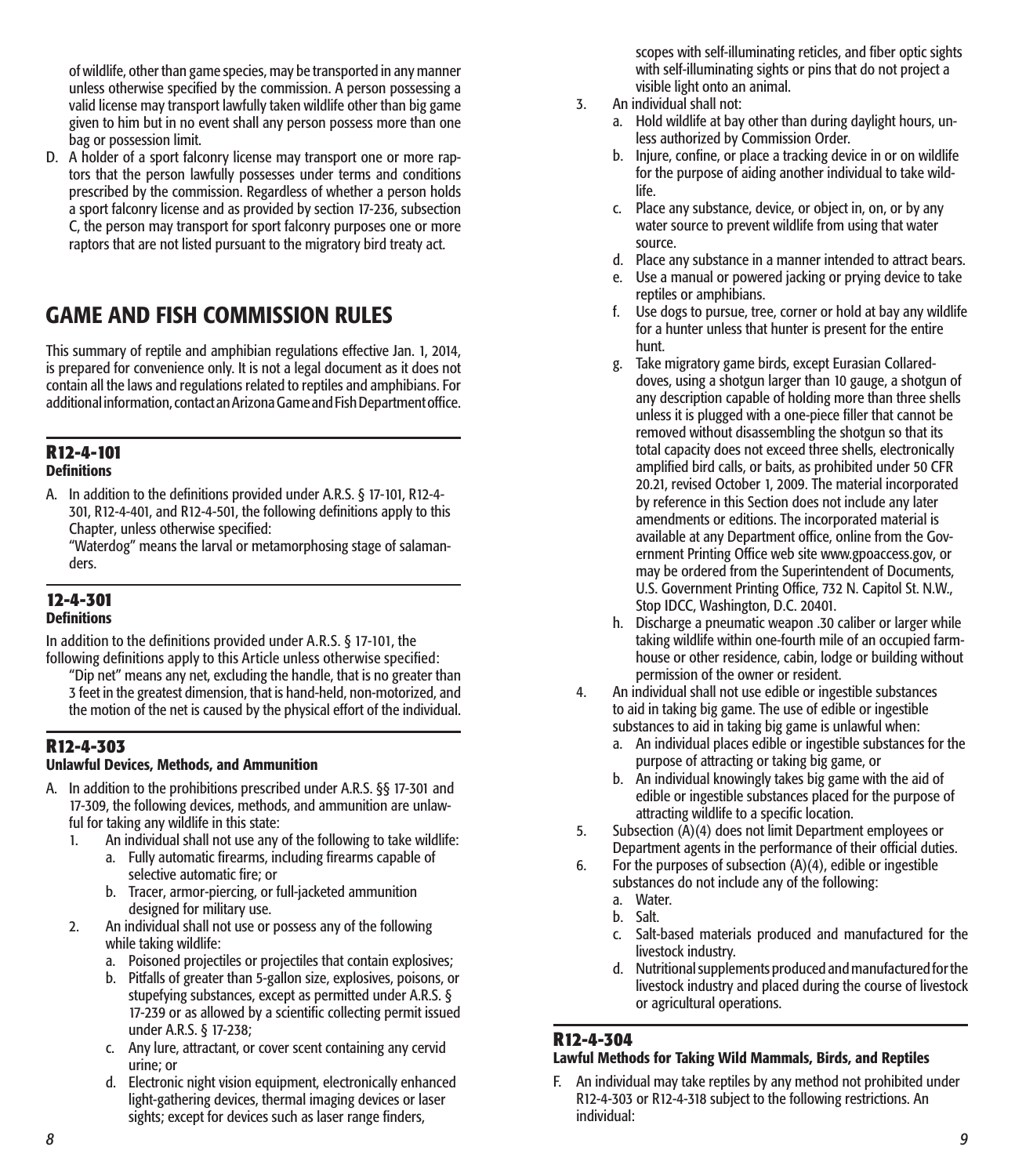of wildlife, other than game species, may be transported in any manner unless otherwise specified by the commission. A person possessing a valid license may transport lawfully taken wildlife other than big game given to him but in no event shall any person possess more than one bag or possession limit.

D. A holder of a sport falconry license may transport one or more raptors that the person lawfully possesses under terms and conditions prescribed by the commission. Regardless of whether a person holds a sport falconry license and as provided by section 17-236, subsection C, the person may transport for sport falconry purposes one or more raptors that are not listed pursuant to the migratory bird treaty act.

# GAME AND FISH COMMISSION RULES

This summary of reptile and amphibian regulations effective Jan. 1, 2014, is prepared for convenience only. It is not a legal document as it does not contain all the laws and regulations related to reptiles and amphibians. For additional information, contact an Arizona Game and Fish Department office.

## R12-4-101
**Definitions**

A. In addition to the definitions provided under A.R.S. § 17-101, R12-4-301, R12-4-401, and R12-4-501, the following definitions apply to this Chapter, unless otherwise specified:
"Waterdog" means the larval or metamorphosing stage of salamanders.

## 12-4-301
**Definitions**

In addition to the definitions provided under A.R.S. § 17-101, the following definitions apply to this Article unless otherwise specified:
"Dip net" means any net, excluding the handle, that is no greater than 3 feet in the greatest dimension, that is hand-held, non-motorized, and the motion of the net is caused by the physical effort of the individual.

## R12-4-303
**Unlawful Devices, Methods, and Ammunition**

A. In addition to the prohibitions prescribed under A.R.S. §§ 17-301 and 17-309, the following devices, methods, and ammunition are unlawful for taking any wildlife in this state:
   1. An individual shall not use any of the following to take wildlife:
      a. Fully automatic firearms, including firearms capable of selective automatic fire; or
      b. Tracer, armor-piercing, or full-jacketed ammunition designed for military use.
   2. An individual shall not use or possess any of the following while taking wildlife:
      a. Poisoned projectiles or projectiles that contain explosives;
      b. Pitfalls of greater than 5-gallon size, explosives, poisons, or stupefying substances, except as permitted under A.R.S. § 17-239 or as allowed by a scientific collecting permit issued under A.R.S. § 17-238;
      c. Any lure, attractant, or cover scent containing any cervid urine; or
      d. Electronic night vision equipment, electronically enhanced light-gathering devices, thermal imaging devices or laser sights; except for devices such as laser range finders, scopes with self-illuminating reticles, and fiber optic sights with self-illuminating sights or pins that do not project a visible light onto an animal.
   3. An individual shall not:
      a. Hold wildlife at bay other than during daylight hours, unless authorized by Commission Order.
      b. Injure, confine, or place a tracking device in or on wildlife for the purpose of aiding another individual to take wildlife.
      c. Place any substance, device, or object in, on, or by any water source to prevent wildlife from using that water source.
      d. Place any substance in a manner intended to attract bears.
      e. Use a manual or powered jacking or prying device to take reptiles or amphibians.
      f. Use dogs to pursue, tree, corner or hold at bay any wildlife for a hunter unless that hunter is present for the entire hunt.
      g. Take migratory game birds, except Eurasian Collared-doves, using a shotgun larger than 10 gauge, a shotgun of any description capable of holding more than three shells unless it is plugged with a one-piece filler that cannot be removed without disassembling the shotgun so that its total capacity does not exceed three shells, electronically amplified bird calls, or baits, as prohibited under 50 CFR 20.21, revised October 1, 2009. The material incorporated by reference in this Section does not include any later amendments or editions. The incorporated material is available at any Department office, online from the Government Printing Office web site www.gpoaccess.gov, or may be ordered from the Superintendent of Documents, U.S. Government Printing Office, 732 N. Capitol St. N.W., Stop IDCC, Washington, D.C. 20401.
      h. Discharge a pneumatic weapon .30 caliber or larger while taking wildlife within one-fourth mile of an occupied farmhouse or other residence, cabin, lodge or building without permission of the owner or resident.
   4. An individual shall not use edible or ingestible substances to aid in taking big game. The use of edible or ingestible substances to aid in taking big game is unlawful when:
      a. An individual places edible or ingestible substances for the purpose of attracting or taking big game, or
      b. An individual knowingly takes big game with the aid of edible or ingestible substances placed for the purpose of attracting wildlife to a specific location.
   5. Subsection (A)(4) does not limit Department employees or Department agents in the performance of their official duties.
   6. For the purposes of subsection (A)(4), edible or ingestible substances do not include any of the following:
      a. Water.
      b. Salt.
      c. Salt-based materials produced and manufactured for the livestock industry.
      d. Nutritional supplements produced and manufactured for the livestock industry and placed during the course of livestock or agricultural operations.

## R12-4-304
**Lawful Methods for Taking Wild Mammals, Birds, and Reptiles**

F. An individual may take reptiles by any method not prohibited under R12-4-303 or R12-4-318 subject to the following restrictions. An individual: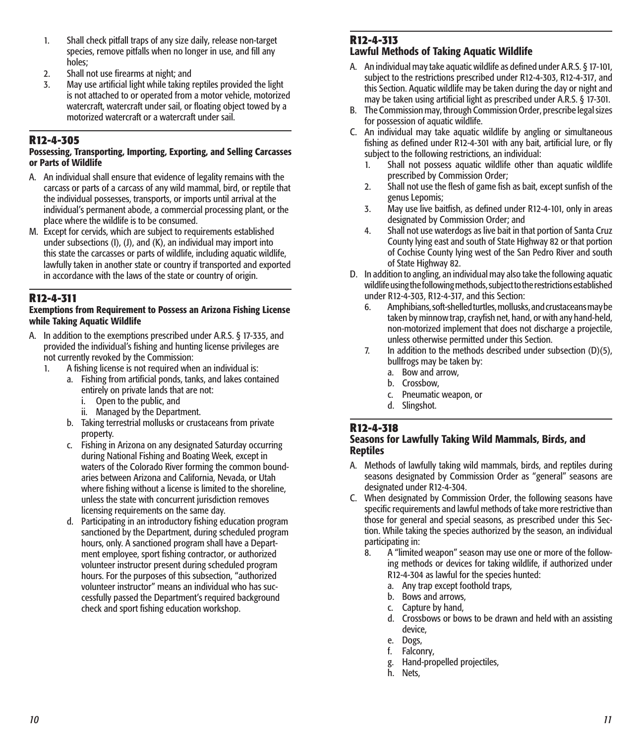1. Shall check pitfall traps of any size daily, release non-target species, remove pitfalls when no longer in use, and fill any holes;
2. Shall not use firearms at night; and
3. May use artificial light while taking reptiles provided the light is not attached to or operated from a motor vehicle, motorized watercraft, watercraft under sail, or floating object towed by a motorized watercraft or a watercraft under sail.

## R12-4-305

**Possessing, Transporting, Importing, Exporting, and Selling Carcasses or Parts of Wildlife**

A. An individual shall ensure that evidence of legality remains with the carcass or parts of a carcass of any wild mammal, bird, or reptile that the individual possesses, transports, or imports until arrival at the individual's permanent abode, a commercial processing plant, or the place where the wildlife is to be consumed.

M. Except for cervids, which are subject to requirements established under subsections (I), (J), and (K), an individual may import into this state the carcasses or parts of wildlife, including aquatic wildlife, lawfully taken in another state or country if transported and exported in accordance with the laws of the state or country of origin.

## R12-4-311

**Exemptions from Requirement to Possess an Arizona Fishing License while Taking Aquatic Wildlife**

A. In addition to the exemptions prescribed under A.R.S. § 17-335, and provided the individual's fishing and hunting license privileges are not currently revoked by the Commission:
   1. A fishing license is not required when an individual is:
      a. Fishing from artificial ponds, tanks, and lakes contained entirely on private lands that are not:
         i. Open to the public, and
         ii. Managed by the Department.
      b. Taking terrestrial mollusks or crustaceans from private property.
      c. Fishing in Arizona on any designated Saturday occurring during National Fishing and Boating Week, except in waters of the Colorado River forming the common boundaries between Arizona and California, Nevada, or Utah where fishing without a license is limited to the shoreline, unless the state with concurrent jurisdiction removes licensing requirements on the same day.
      d. Participating in an introductory fishing education program sanctioned by the Department, during scheduled program hours, only. A sanctioned program shall have a Department employee, sport fishing contractor, or authorized volunteer instructor present during scheduled program hours. For the purposes of this subsection, "authorized volunteer instructor" means an individual who has successfully passed the Department's required background check and sport fishing education workshop.

## R12-4-313

**Lawful Methods of Taking Aquatic Wildlife**

A. An individual may take aquatic wildlife as defined under A.R.S. § 17-101, subject to the restrictions prescribed under R12-4-303, R12-4-317, and this Section. Aquatic wildlife may be taken during the day or night and may be taken using artificial light as prescribed under A.R.S. § 17-301.

B. The Commission may, through Commission Order, prescribe legal sizes for possession of aquatic wildlife.

C. An individual may take aquatic wildlife by angling or simultaneous fishing as defined under R12-4-301 with any bait, artificial lure, or fly subject to the following restrictions, an individual:
   1. Shall not possess aquatic wildlife other than aquatic wildlife prescribed by Commission Order;
   2. Shall not use the flesh of game fish as bait, except sunfish of the genus Lepomis;
   3. May use live baitfish, as defined under R12-4-101, only in areas designated by Commission Order; and
   4. Shall not use waterdogs as live bait in that portion of Santa Cruz County lying east and south of State Highway 82 or that portion of Cochise County lying west of the San Pedro River and south of State Highway 82.

D. In addition to angling, an individual may also take the following aquatic wildlife using the following methods, subject to the restrictions established under R12-4-303, R12-4-317, and this Section:
   6. Amphibians, soft-shelled turtles, mollusks, and crustaceans may be taken by minnow trap, crayfish net, hand, or with any hand-held, non-motorized implement that does not discharge a projectile, unless otherwise permitted under this Section.
   7. In addition to the methods described under subsection (D)(5), bullfrogs may be taken by:
      a. Bow and arrow,
      b. Crossbow,
      c. Pneumatic weapon, or
      d. Slingshot.

## R12-4-318

**Seasons for Lawfully Taking Wild Mammals, Birds, and Reptiles**

A. Methods of lawfully taking wild mammals, birds, and reptiles during seasons designated by Commission Order as "general" seasons are designated under R12-4-304.

C. When designated by Commission Order, the following seasons have specific requirements and lawful methods of take more restrictive than those for general and special seasons, as prescribed under this Section. While taking the species authorized by the season, an individual participating in:
   8. A "limited weapon" season may use one or more of the following methods or devices for taking wildlife, if authorized under R12-4-304 as lawful for the species hunted:
      a. Any trap except foothold traps,
      b. Bows and arrows,
      c. Capture by hand,
      d. Crossbows or bows to be drawn and held with an assisting device,
      e. Dogs,
      f. Falconry,
      g. Hand-propelled projectiles,
      h. Nets,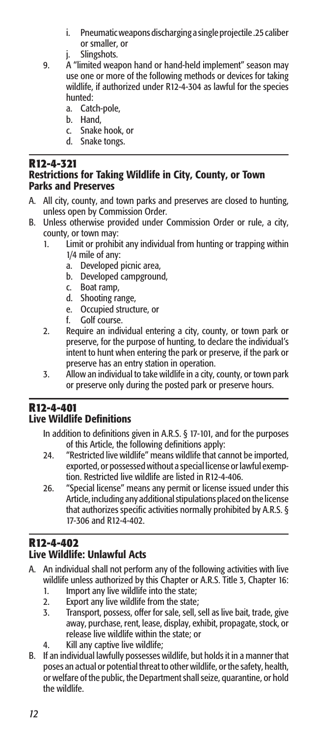i. Pneumatic weapons discharging a single projectile .25 caliber or smaller, or
  j. Slingshots.

9. A "limited weapon hand or hand-held implement" season may use one or more of the following methods or devices for taking wildlife, if authorized under R12-4-304 as lawful for the species hunted:
   a. Catch-pole,
   b. Hand,
   c. Snake hook, or
   d. Snake tongs.

## R12-4-321
### Restrictions for Taking Wildlife in City, County, or Town Parks and Preserves

A. All city, county, and town parks and preserves are closed to hunting, unless open by Commission Order.

B. Unless otherwise provided under Commission Order or rule, a city, county, or town may:
   1. Limit or prohibit any individual from hunting or trapping within 1/4 mile of any:
      a. Developed picnic area,
      b. Developed campground,
      c. Boat ramp,
      d. Shooting range,
      e. Occupied structure, or
      f. Golf course.
   2. Require an individual entering a city, county, or town park or preserve, for the purpose of hunting, to declare the individual's intent to hunt when entering the park or preserve, if the park or preserve has an entry station in operation.
   3. Allow an individual to take wildlife in a city, county, or town park or preserve only during the posted park or preserve hours.

## R12-4-401
### Live Wildlife Definitions

In addition to definitions given in A.R.S. § 17-101, and for the purposes of this Article, the following definitions apply:

24. "Restricted live wildlife" means wildlife that cannot be imported, exported, or possessed without a special license or lawful exemption. Restricted live wildlife are listed in R12-4-406.

26. "Special license" means any permit or license issued under this Article, including any additional stipulations placed on the license that authorizes specific activities normally prohibited by A.R.S. § 17-306 and R12-4-402.

## R12-4-402
### Live Wildlife: Unlawful Acts

A. An individual shall not perform any of the following activities with live wildlife unless authorized by this Chapter or A.R.S. Title 3, Chapter 16:
   1. Import any live wildlife into the state;
   2. Export any live wildlife from the state;
   3. Transport, possess, offer for sale, sell, sell as live bait, trade, give away, purchase, rent, lease, display, exhibit, propagate, stock, or release live wildlife within the state; or
   4. Kill any captive live wildlife;

B. If an individual lawfully possesses wildlife, but holds it in a manner that poses an actual or potential threat to other wildlife, or the safety, health, or welfare of the public, the Department shall seize, quarantine, or hold the wildlife.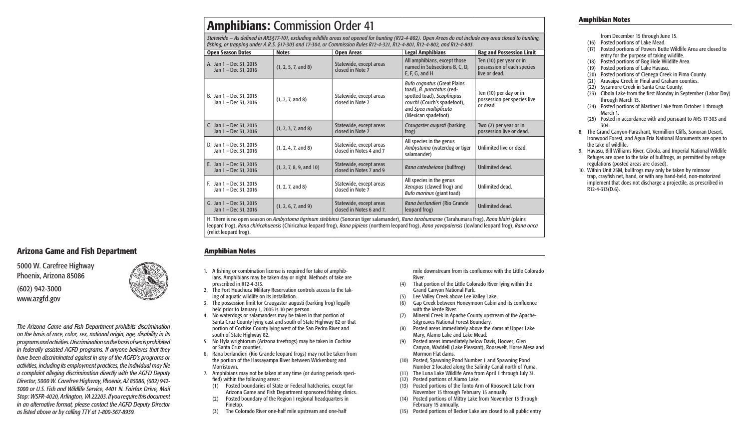# Amphibians: Commission Order 41

*Statewide – As defined in ARS§17-101, excluding wildlife areas not opened for hunting (R12-4-802). Open Areas do not include any area closed to hunting, fishing, or trapping under A.R.S. §17-303 and 17-304, or Commission Rules R12-4-321, R12-4-801, R12-4-802, and R12-4-803.*

| Open Season Dates | Notes | Open Areas | Legal Amphibians | Bag and Possession Limit |
|---|---|---|---|---|
| A. Jan 1 – Dec 31, 2015 Jan 1 – Dec 31, 2016 | (1, 2, 5, 7, and 8) | Statewide, except areas closed in Note 7 | All amphibians, except those named in Subsections B, C, D, E, F, G, and H | Ten (10) per year or in possession of each species live or dead. |
| B. Jan 1 – Dec 31, 2015 Jan 1 – Dec 31, 2016 | (1, 2, 7, and 8) | Statewide, except areas closed in Note 7 | *Bufo cognatus* (Great Plains toad), *B. punctatus* (red-spotted toad), *Scaphiopus couchi* (Couch's spadefoot), and *Spea multiplicata* (Mexican spadefoot) | Ten (10) per day or in possession per species live or dead. |
| C. Jan 1 – Dec 31, 2015 Jan 1 – Dec 31, 2016 | (1, 2, 3, 7, and 8) | Statewide, except areas closed in Note 7 | *Craugaster augusti* (barking frog) | Two (2) per year or in possession live or dead. |
| D. Jan 1 – Dec 31, 2015 Jan 1 – Dec 31, 2016 | (1, 2, 4, 7, and 8) | Statewide, except areas closed in Notes 4 and 7 | All species in the genus *Ambystoma* (waterdog or tiger salamander) | Unlimited live or dead. |
| E. Jan 1 – Dec 31, 2015 Jan 1 – Dec 31, 2016 | (1, 2, 7, 8, 9, and 10) | Statewide, except areas closed in Notes 7 and 9 | *Rana catesbeiana* (bullfrog) | Unlimited dead. |
| F. Jan 1 – Dec 31, 2015 Jan 1 – Dec 31, 2016 | (1, 2, 7, and 8) | Statewide, except areas closed in Note 7 | All species in the genus *Xenopus* (clawed frog) and *Bufo marinus* (giant toad) | Unlimited dead. |
| G. Jan 1 – Dec 31, 2015 Jan 1 – Dec 31, 2016 | (1, 2, 6, 7, and 9) | Statewide, except areas closed in Notes 6 and 7. | *Rana berlandieri* (Rio Grande leopard frog) | Unlimited dead. |

H. There is no open season on *Ambystoma tigrinum stebbinsi* (Sonoran tiger salamander), *Rana tarahumarae* (Tarahumara frog), *Rana blairi* (plains leopard frog), *Rana chiricahuensis* (Chiricahua leopard frog), *Rana pipiens* (northern leopard frog), *Rana yavapaiensis* (lowland leopard frog), *Rana onca* (relict leopard frog).

## Amphibian Notes

1. A fishing or combination license is required for take of amphibians. Amphibians may be taken day or night. Methods of take are prescribed in R12-4-313.
2. The Fort Huachuca Military Reservation controls access to the taking of aquatic wildlife on its installation.
3. The possession limit for Craugaster augusti (barking frog) legally held prior to January 1, 2005 is 10 per person.
4. No waterdogs or salamanders may be taken in that portion of Santa Cruz County lying east and south of State Highway 82 or that portion of Cochise County lying west of the San Pedro River and south of State Highway 82.
5. No Hyla wrightorum (Arizona treefrogs) may be taken in Cochise or Santa Cruz counties.
6. Rana berlandieri (Rio Grande leopard frogs) may not be taken from the portion of the Hassayampa River between Wickenburg and Morristown.
7. Amphibians may not be taken at any time (or during periods specified) within the following areas:
   - (1) Posted boundaries of State or Federal hatcheries, except for Arizona Game and Fish Department sponsored fishing clinics.
   - (2) Posted boundary of the Region I regional headquarters in Pinetop.
   - (3) The Colorado River one-half mile upstream and one-half mile downstream from its confluence with the Little Colorado River.
   - (4) That portion of the Little Colorado River lying within the Grand Canyon National Park.
   - (5) Lee Valley Creek above Lee Valley Lake.
   - (6) Gap Creek between Honeymoon Cabin and its confluence with the Verde River.
   - (7) Mineral Creek in Apache County upstream of the Apache-Sitgreaves National Forest Boundary.
   - (8) Posted areas immediately above the dams at Upper Lake Mary, Alamo Lake and Lake Mead.
   - (9) Posted areas immediately below Davis, Hoover, Glen Canyon, Waddell (Lake Pleasant), Roosevelt, Horse Mesa and Mormon Flat dams.
   - (10) Posted, Spawning Pond Number 1 and Spawning Pond Number 2 located along the Salinity Canal north of Yuma.
   - (11) The Luna Lake Wildlife Area from April 1 through July 31.
   - (12) Posted portions of Alamo Lake.
   - (13) Posted portions of the Tonto Arm of Roosevelt Lake from November 15 through February 15 annually.
   - (14) Posted portions of Mittry Lake from November 15 through February 15 annually.
   - (15) Posted portions of Becker Lake are closed to all public entry from December 15 through June 15.
   - (16) Posted portions of Lake Mead.
   - (17) Posted portions of Powers Butte Wildlife Area are closed to entry for the purpose of taking wildlife.
   - (18) Posted portions of Bog Hole Wildlife Area.
   - (19) Posted portions of Lake Havasu.
   - (20) Posted portions of Cienega Creek in Pima County.
   - (21) Aravaipa Creek in Pinal and Graham counties.
   - (22) Sycamore Creek in Santa Cruz County.
   - (23) Cibola Lake from the first Monday in September (Labor Day) through March 15.
   - (24) Posted portions of Martinez Lake from October 1 through March 1.
   - (25) Posted in accordance with and pursuant to ARS 17-303 and 304.
8. The Grand Canyon-Parashant, Vermillion Cliffs, Sonoran Desert, Ironwood Forest, and Agua Fria National Monuments are open to the take of wildlife.
9. Havasu, Bill Williams River, Cibola, and Imperial National Wildlife Refuges are open to the take of bullfrogs, as permitted by refuge regulations (posted areas are closed).
10. Within Unit 25M, bullfrogs may only be taken by minnow trap, crayfish net, hand, or with any hand-held, non-motorized implement that does not discharge a projectile, as prescribed in R12-4-313(D.6).

## Arizona Game and Fish Department

5000 W. Carefree Highway
Phoenix, Arizona 85086

(602) 942-3000
www.azgfd.gov

*The Arizona Game and Fish Department prohibits discrimination on the basis of race, color, sex, national origin, age, disability in its programs and activities. Discrimination on the basis of sex is prohibited in federally assisted AGFD programs. If anyone believes that they have been discriminated against in any of the AGFD's programs or activities, including its employment practices, the individual may file a complaint alleging discrimination directly with the AGFD Deputy Director, 5000 W. Carefree Highway, Phoenix, AZ 85086, (602) 942-3000 or U.S. Fish and Wildlife Service, 4401 N. Fairfax Drive, Mail Stop: WSFR-4020, Arlington, VA 22203. If you require this document in an alternative format, please contact the AGFD Deputy Director as listed above or by calling TTY at 1-800-367-8939.*